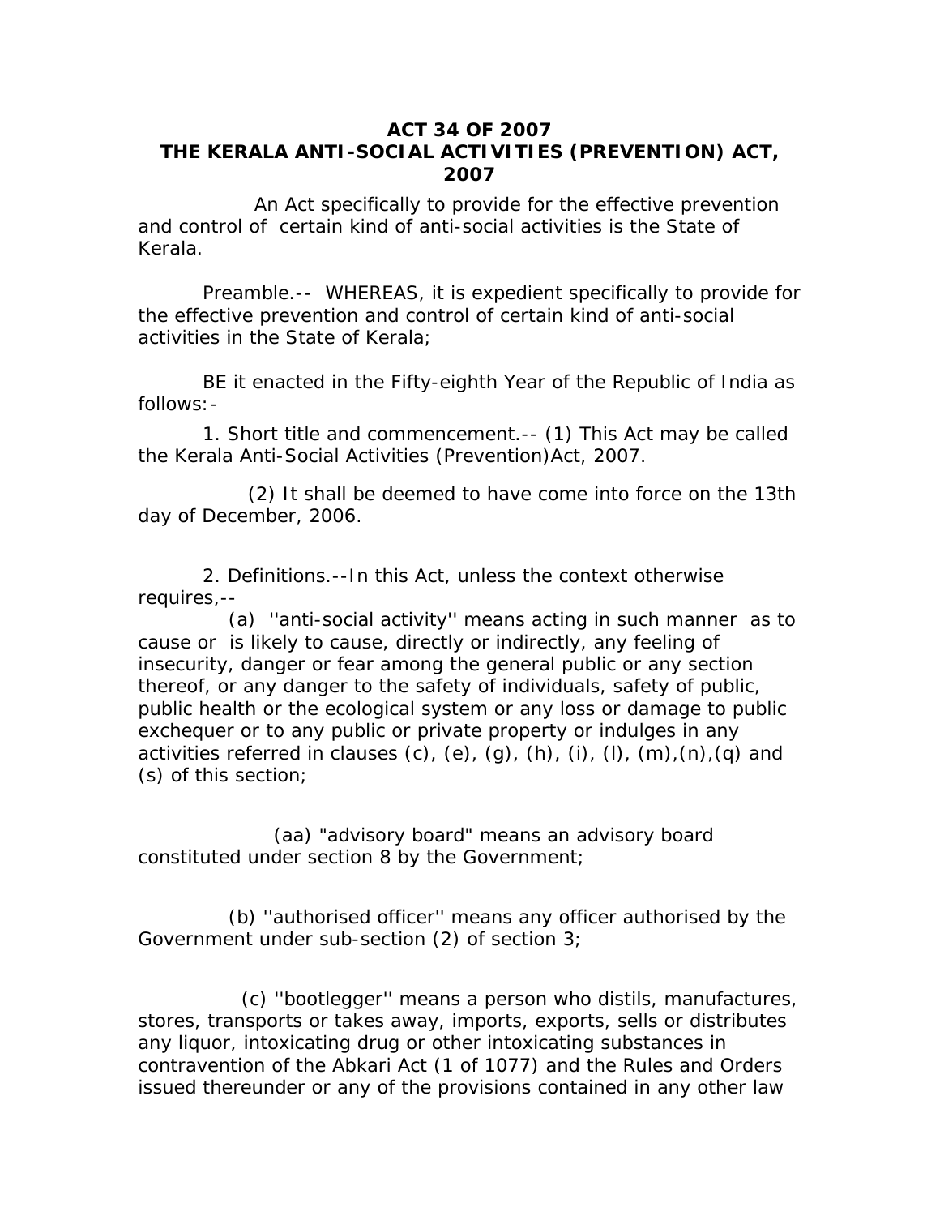# ACT 34 OF 2007
# THE KERALA ANTI-SOCIAL ACTIVITIES (PREVENTION) ACT, 2007

An Act specifically to provide for the effective prevention and control of certain kind of anti-social activities is the State of Kerala.

Preamble.-- WHEREAS, it is expedient specifically to provide for the effective prevention and control of certain kind of anti-social activities in the State of Kerala;

BE it enacted in the Fifty-eighth Year of the Republic of India as follows:-

1. Short title and commencement.-- (1) This Act may be called the Kerala Anti-Social Activities (Prevention)Act, 2007.

(2) It shall be deemed to have come into force on the 13th day of December, 2006.

2. Definitions.--In this Act, unless the context otherwise requires,--

(a) ''anti-social activity'' means acting in such manner as to cause or is likely to cause, directly or indirectly, any feeling of insecurity, danger or fear among the general public or any section thereof, or any danger to the safety of individuals, safety of public, public health or the ecological system or any loss or damage to public exchequer or to any public or private property or indulges in any activities referred in clauses (c), (e), (g), (h), (i), (l), (m),(n),(q) and (s) of this section;

(aa) "advisory board" means an advisory board constituted under section 8 by the Government;

(b) ''authorised officer'' means any officer authorised by the Government under sub-section (2) of section 3;

(c) ''bootlegger'' means a person who distils, manufactures, stores, transports or takes away, imports, exports, sells or distributes any liquor, intoxicating drug or other intoxicating substances in contravention of the Abkari Act (1 of 1077) and the Rules and Orders issued thereunder or any of the provisions contained in any other law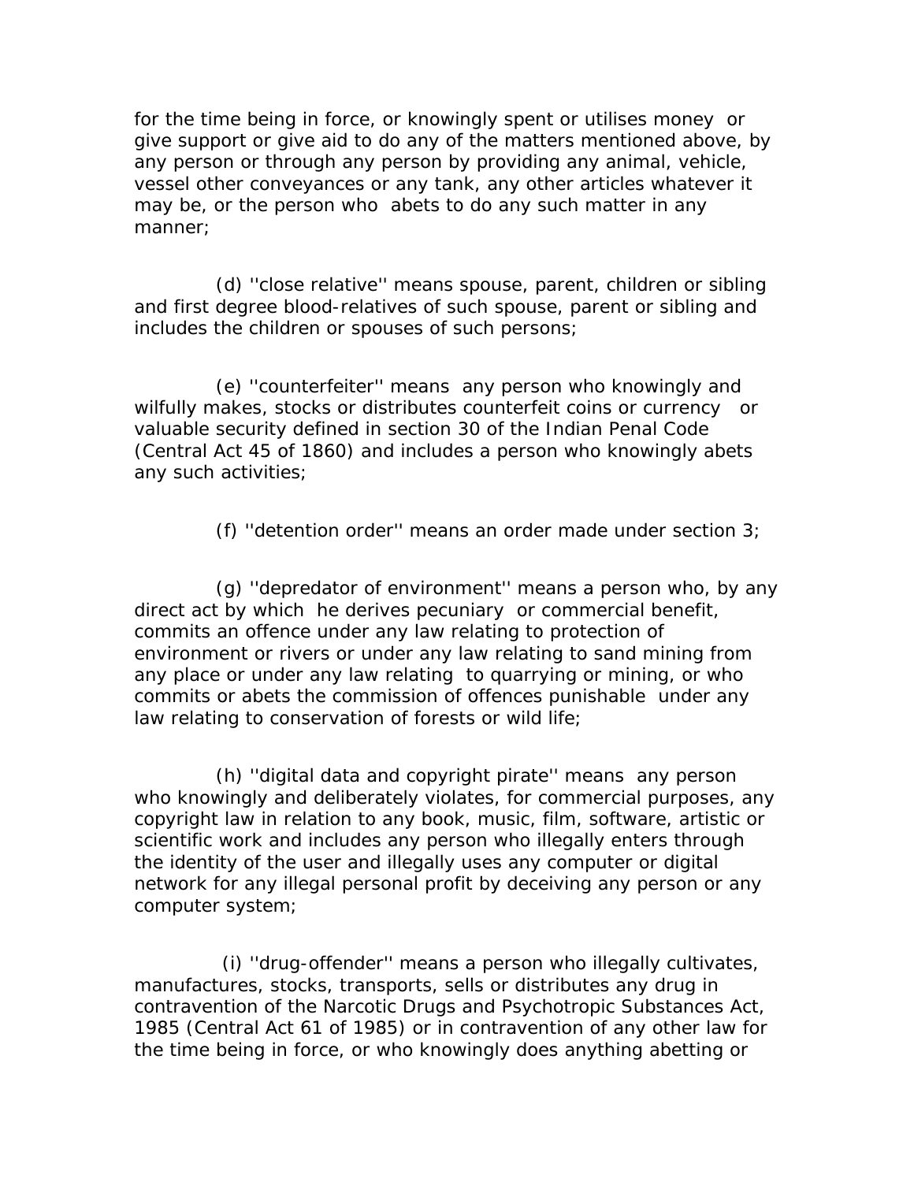for the time being in force, or knowingly spent or utilises money or give support or give aid to do any of the matters mentioned above, by any person or through any person by providing any animal, vehicle, vessel other conveyances or any tank, any other articles whatever it may be, or the person who abets to do any such matter in any manner;

(d) ''close relative'' means spouse, parent, children or sibling and first degree blood-relatives of such spouse, parent or sibling and includes the children or spouses of such persons;

(e) ''counterfeiter'' means any person who knowingly and wilfully makes, stocks or distributes counterfeit coins or currency or valuable security defined in section 30 of the Indian Penal Code (Central Act 45 of 1860) and includes a person who knowingly abets any such activities;

(f) ''detention order'' means an order made under section 3;

(g) ''depredator of environment'' means a person who, by any direct act by which he derives pecuniary or commercial benefit, commits an offence under any law relating to protection of environment or rivers or under any law relating to sand mining from any place or under any law relating to quarrying or mining, or who commits or abets the commission of offences punishable under any law relating to conservation of forests or wild life;

(h) ''digital data and copyright pirate'' means any person who knowingly and deliberately violates, for commercial purposes, any copyright law in relation to any book, music, film, software, artistic or scientific work and includes any person who illegally enters through the identity of the user and illegally uses any computer or digital network for any illegal personal profit by deceiving any person or any computer system;

(i) ''drug-offender'' means a person who illegally cultivates, manufactures, stocks, transports, sells or distributes any drug in contravention of the Narcotic Drugs and Psychotropic Substances Act, 1985 (Central Act 61 of 1985) or in contravention of any other law for the time being in force, or who knowingly does anything abetting or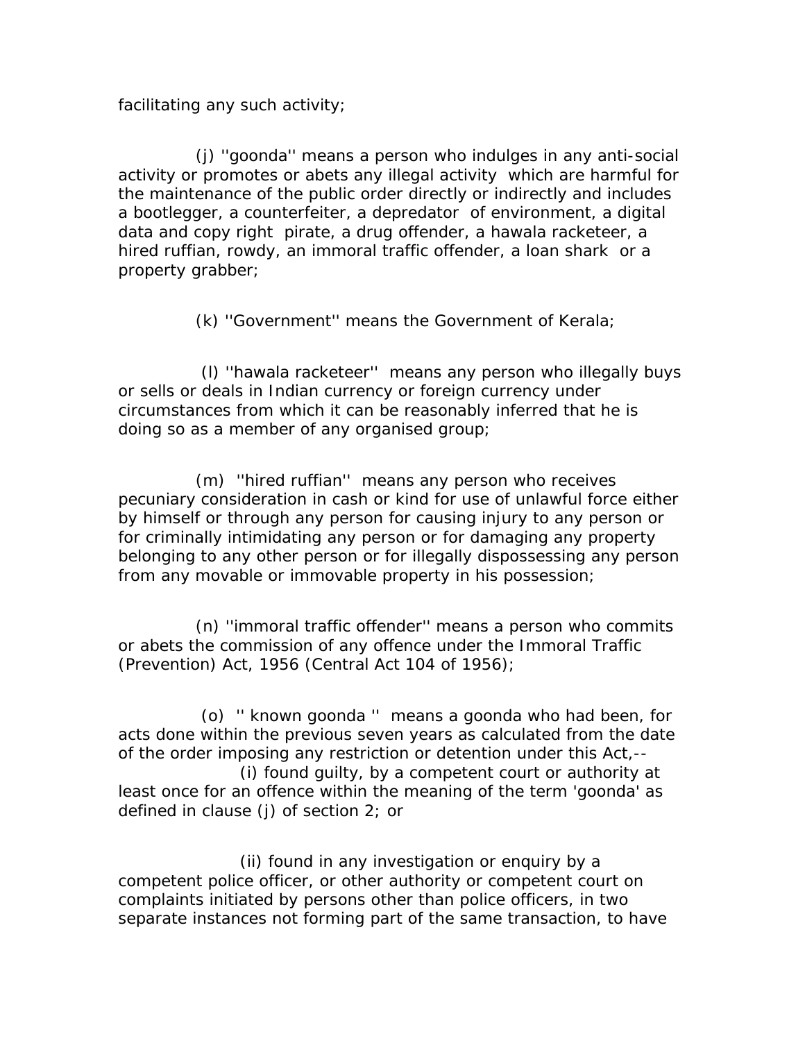facilitating any such activity;

(j) ''goonda'' means a person who indulges in any anti-social activity or promotes or abets any illegal activity which are harmful for the maintenance of the public order directly or indirectly and includes a bootlegger, a counterfeiter, a depredator of environment, a digital data and copy right pirate, a drug offender, a hawala racketeer, a hired ruffian, rowdy, an immoral traffic offender, a loan shark or a property grabber;

(k) ''Government'' means the Government of Kerala;

(l) ''hawala racketeer'' means any person who illegally buys or sells or deals in Indian currency or foreign currency under circumstances from which it can be reasonably inferred that he is doing so as a member of any organised group;

(m) ''hired ruffian'' means any person who receives pecuniary consideration in cash or kind for use of unlawful force either by himself or through any person for causing injury to any person or for criminally intimidating any person or for damaging any property belonging to any other person or for illegally dispossessing any person from any movable or immovable property in his possession;

(n) ''immoral traffic offender'' means a person who commits or abets the commission of any offence under the Immoral Traffic (Prevention) Act, 1956 (Central Act 104 of 1956);

(o) '' known goonda '' means a goonda who had been, for acts done within the previous seven years as calculated from the date of the order imposing any restriction or detention under this Act,--

(i) found guilty, by a competent court or authority at least once for an offence within the meaning of the term 'goonda' as defined in clause (j) of section 2; or

(ii) found in any investigation or enquiry by a competent police officer, or other authority or competent court on complaints initiated by persons other than police officers, in two separate instances not forming part of the same transaction, to have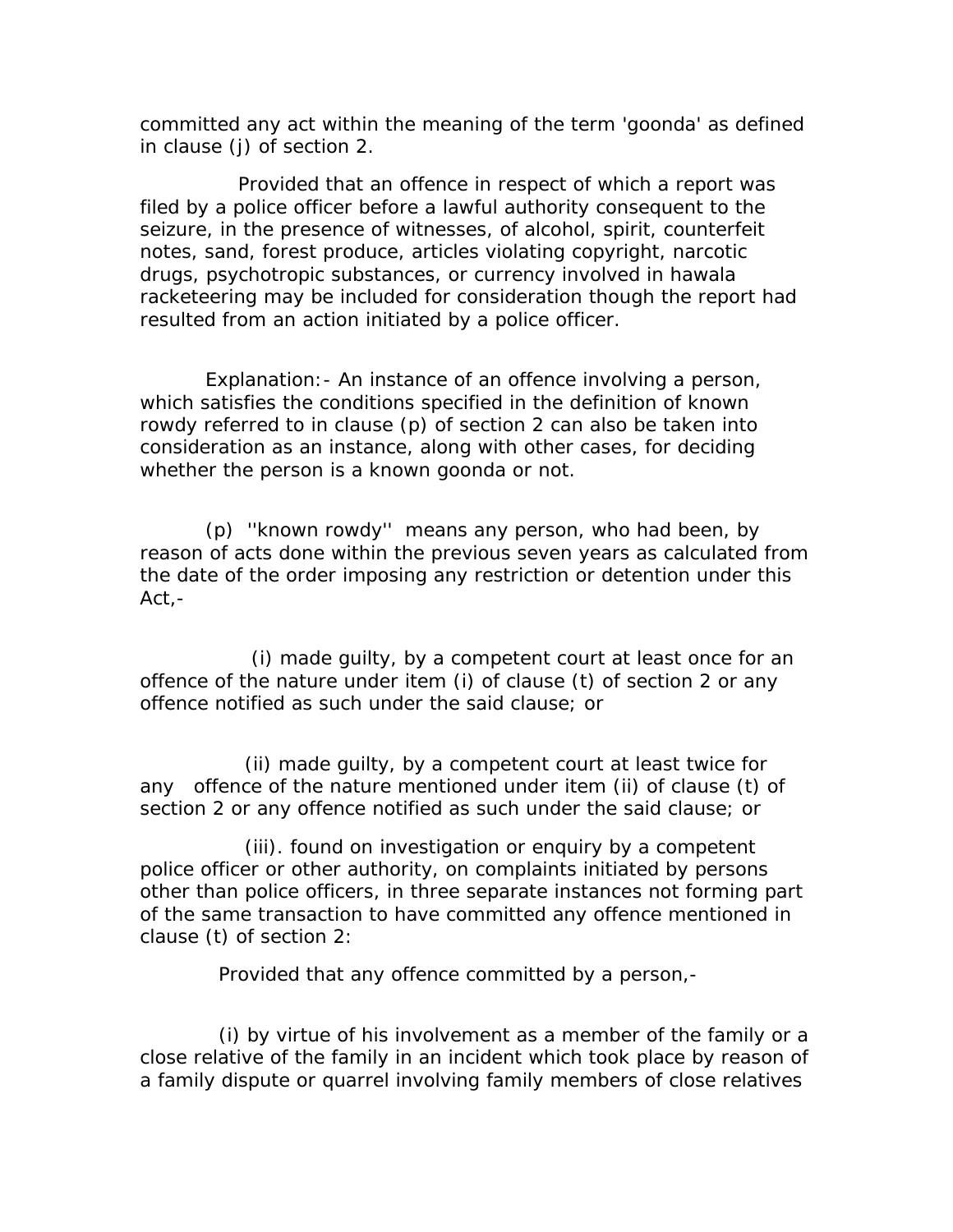committed any act within the meaning of the term 'goonda' as defined in clause (j) of section 2.

Provided that an offence in respect of which a report was filed by a police officer before a lawful authority consequent to the seizure, in the presence of witnesses, of alcohol, spirit, counterfeit notes, sand, forest produce, articles violating copyright, narcotic drugs, psychotropic substances, or currency involved in hawala racketeering may be included for consideration though the report had resulted from an action initiated by a police officer.

Explanation:- An instance of an offence involving a person, which satisfies the conditions specified in the definition of known rowdy referred to in clause (p) of section 2 can also be taken into consideration as an instance, along with other cases, for deciding whether the person is a known goonda or not.

(p) ''known rowdy'' means any person, who had been, by reason of acts done within the previous seven years as calculated from the date of the order imposing any restriction or detention under this Act,-

(i) made guilty, by a competent court at least once for an offence of the nature under item (i) of clause (t) of section 2 or any offence notified as such under the said clause; or

(ii) made guilty, by a competent court at least twice for any offence of the nature mentioned under item (ii) of clause (t) of section 2 or any offence notified as such under the said clause; or

(iii). found on investigation or enquiry by a competent police officer or other authority, on complaints initiated by persons other than police officers, in three separate instances not forming part of the same transaction to have committed any offence mentioned in clause (t) of section 2:

Provided that any offence committed by a person,-

(i) by virtue of his involvement as a member of the family or a close relative of the family in an incident which took place by reason of a family dispute or quarrel involving family members of close relatives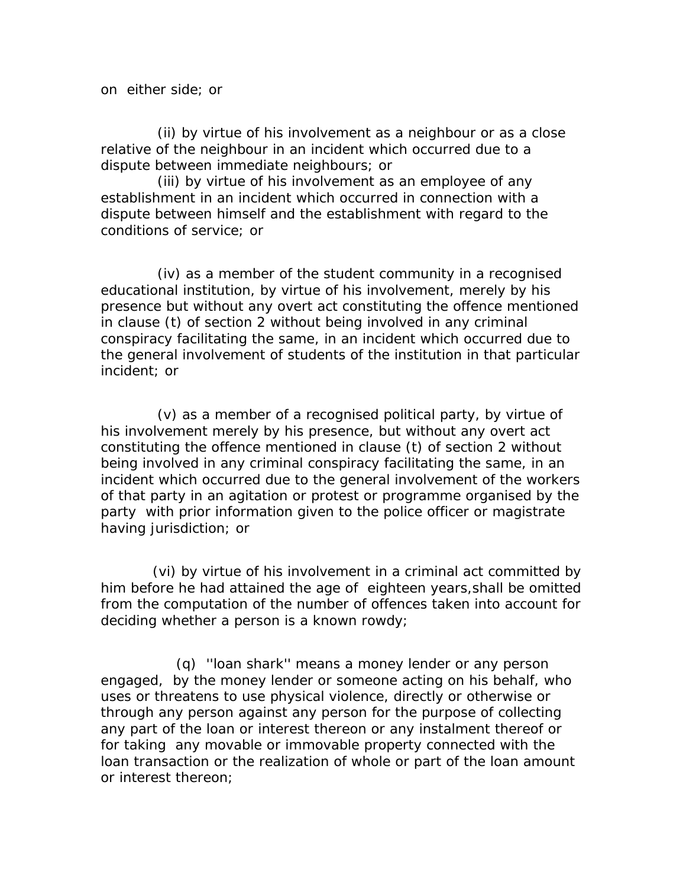on either side; or

(ii) by virtue of his involvement as a neighbour or as a close relative of the neighbour in an incident which occurred due to a dispute between immediate neighbours; or

(iii) by virtue of his involvement as an employee of any establishment in an incident which occurred in connection with a dispute between himself and the establishment with regard to the conditions of service; or

(iv) as a member of the student community in a recognised educational institution, by virtue of his involvement, merely by his presence but without any overt act constituting the offence mentioned in clause (t) of section 2 without being involved in any criminal conspiracy facilitating the same, in an incident which occurred due to the general involvement of students of the institution in that particular incident; or

(v) as a member of a recognised political party, by virtue of his involvement merely by his presence, but without any overt act constituting the offence mentioned in clause (t) of section 2 without being involved in any criminal conspiracy facilitating the same, in an incident which occurred due to the general involvement of the workers of that party in an agitation or protest or programme organised by the party with prior information given to the police officer or magistrate having jurisdiction; or

(vi) by virtue of his involvement in a criminal act committed by him before he had attained the age of eighteen years,shall be omitted from the computation of the number of offences taken into account for deciding whether a person is a known rowdy;

(q) ''loan shark'' means a money lender or any person engaged, by the money lender or someone acting on his behalf, who uses or threatens to use physical violence, directly or otherwise or through any person against any person for the purpose of collecting any part of the loan or interest thereon or any instalment thereof or for taking any movable or immovable property connected with the loan transaction or the realization of whole or part of the loan amount or interest thereon;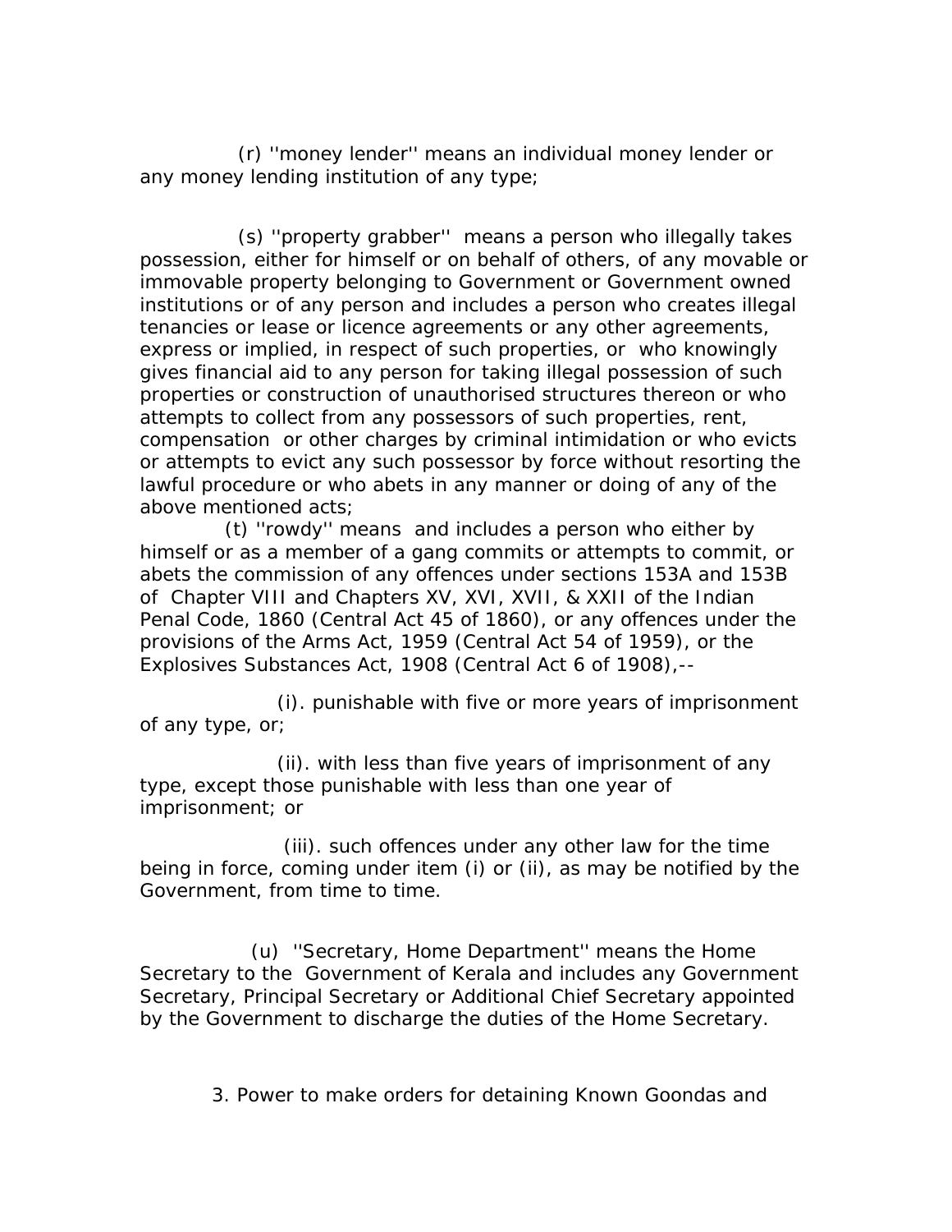(r) ''money lender'' means an individual money lender or any money lending institution of any type;

(s) ''property grabber'' means a person who illegally takes possession, either for himself or on behalf of others, of any movable or immovable property belonging to Government or Government owned institutions or of any person and includes a person who creates illegal tenancies or lease or licence agreements or any other agreements, express or implied, in respect of such properties, or who knowingly gives financial aid to any person for taking illegal possession of such properties or construction of unauthorised structures thereon or who attempts to collect from any possessors of such properties, rent, compensation or other charges by criminal intimidation or who evicts or attempts to evict any such possessor by force without resorting the lawful procedure or who abets in any manner or doing of any of the above mentioned acts;

(t) ''rowdy'' means and includes a person who either by himself or as a member of a gang commits or attempts to commit, or abets the commission of any offences under sections 153A and 153B of Chapter VIII and Chapters XV, XVI, XVII, & XXII of the Indian Penal Code, 1860 (Central Act 45 of 1860), or any offences under the provisions of the Arms Act, 1959 (Central Act 54 of 1959), or the Explosives Substances Act, 1908 (Central Act 6 of 1908),--

(i). punishable with five or more years of imprisonment of any type, or;

(ii). with less than five years of imprisonment of any type, except those punishable with less than one year of imprisonment; or

(iii). such offences under any other law for the time being in force, coming under item (i) or (ii), as may be notified by the Government, from time to time.

(u) ''Secretary, Home Department'' means the Home Secretary to the Government of Kerala and includes any Government Secretary, Principal Secretary or Additional Chief Secretary appointed by the Government to discharge the duties of the Home Secretary.

3. Power to make orders for detaining Known Goondas and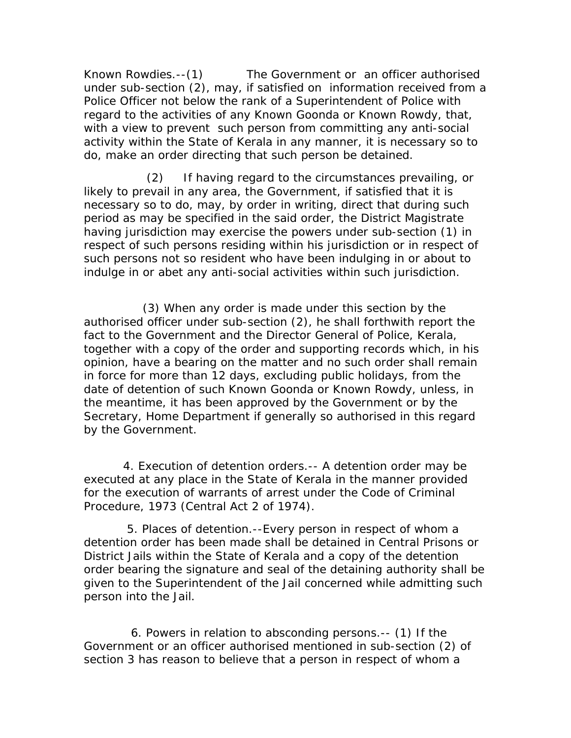Known Rowdies.--(1) The Government or an officer authorised under sub-section (2), may, if satisfied on information received from a Police Officer not below the rank of a Superintendent of Police with regard to the activities of any Known Goonda or Known Rowdy, that, with a view to prevent such person from committing any anti-social activity within the State of Kerala in any manner, it is necessary so to do, make an order directing that such person be detained.

(2) If having regard to the circumstances prevailing, or likely to prevail in any area, the Government, if satisfied that it is necessary so to do, may, by order in writing, direct that during such period as may be specified in the said order, the District Magistrate having jurisdiction may exercise the powers under sub-section (1) in respect of such persons residing within his jurisdiction or in respect of such persons not so resident who have been indulging in or about to indulge in or abet any anti-social activities within such jurisdiction.

(3) When any order is made under this section by the authorised officer under sub-section (2), he shall forthwith report the fact to the Government and the Director General of Police, Kerala, together with a copy of the order and supporting records which, in his opinion, have a bearing on the matter and no such order shall remain in force for more than 12 days, excluding public holidays, from the date of detention of such Known Goonda or Known Rowdy, unless, in the meantime, it has been approved by the Government or by the Secretary, Home Department if generally so authorised in this regard by the Government.

4. Execution of detention orders.-- A detention order may be executed at any place in the State of Kerala in the manner provided for the execution of warrants of arrest under the Code of Criminal Procedure, 1973 (Central Act 2 of 1974).

5. Places of detention.--Every person in respect of whom a detention order has been made shall be detained in Central Prisons or District Jails within the State of Kerala and a copy of the detention order bearing the signature and seal of the detaining authority shall be given to the Superintendent of the Jail concerned while admitting such person into the Jail.

6. Powers in relation to absconding persons.-- (1) If the Government or an officer authorised mentioned in sub-section (2) of section 3 has reason to believe that a person in respect of whom a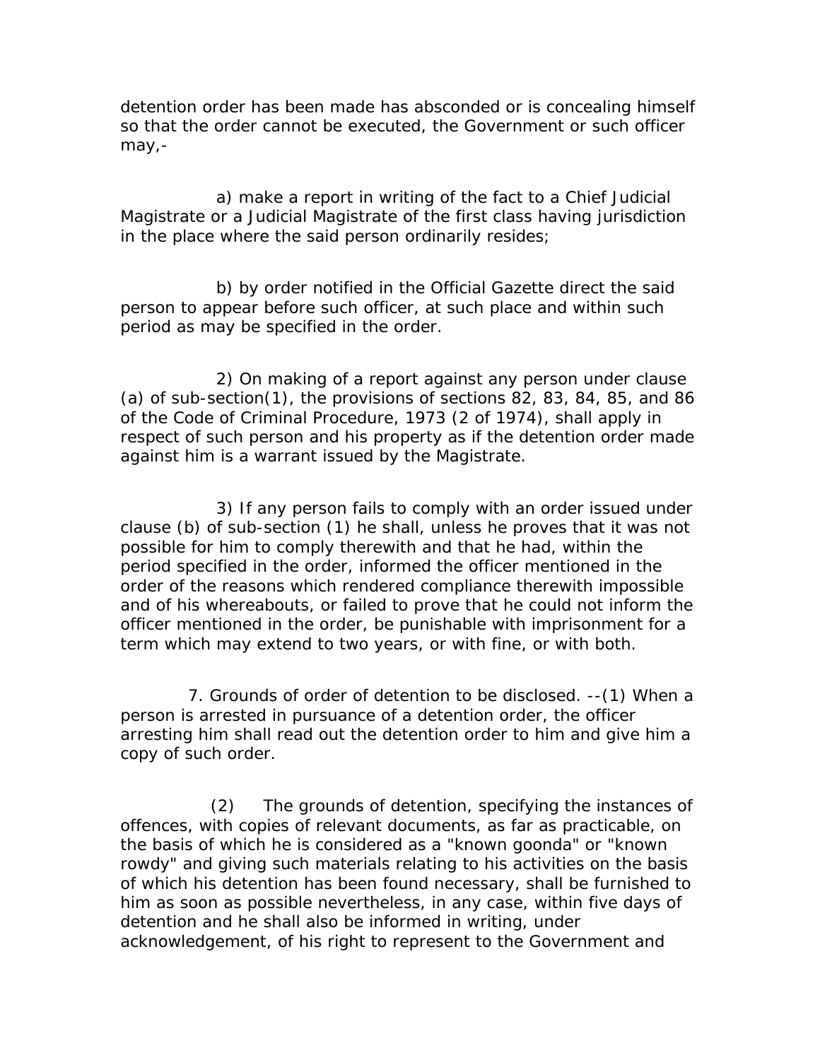detention order has been made has absconded or is concealing himself so that the order cannot be executed, the Government or such officer may,-

a) make a report in writing of the fact to a Chief Judicial Magistrate or a Judicial Magistrate of the first class having jurisdiction in the place where the said person ordinarily resides;

b) by order notified in the Official Gazette direct the said person to appear before such officer, at such place and within such period as may be specified in the order.

2) On making of a report against any person under clause (a) of sub-section(1), the provisions of sections 82, 83, 84, 85, and 86 of the Code of Criminal Procedure, 1973 (2 of 1974), shall apply in respect of such person and his property as if the detention order made against him is a warrant issued by the Magistrate.

3) If any person fails to comply with an order issued under clause (b) of sub-section (1) he shall, unless he proves that it was not possible for him to comply therewith and that he had, within the period specified in the order, informed the officer mentioned in the order of the reasons which rendered compliance therewith impossible and of his whereabouts, or failed to prove that he could not inform the officer mentioned in the order, be punishable with imprisonment for a term which may extend to two years, or with fine, or with both.

7. Grounds of order of detention to be disclosed. --(1) When a person is arrested in pursuance of a detention order, the officer arresting him shall read out the detention order to him and give him a copy of such order.

(2) The grounds of detention, specifying the instances of offences, with copies of relevant documents, as far as practicable, on the basis of which he is considered as a "known goonda" or "known rowdy" and giving such materials relating to his activities on the basis of which his detention has been found necessary, shall be furnished to him as soon as possible nevertheless, in any case, within five days of detention and he shall also be informed in writing, under acknowledgement, of his right to represent to the Government and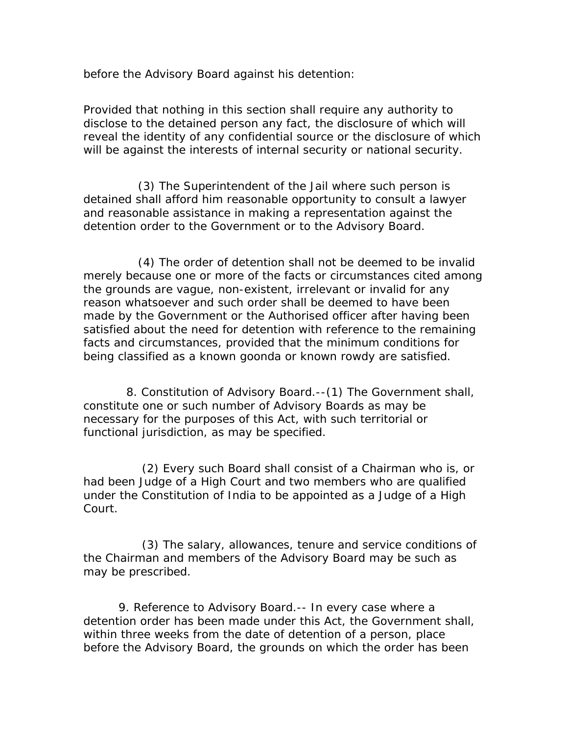before the Advisory Board against his detention:

Provided that nothing in this section shall require any authority to disclose to the detained person any fact, the disclosure of which will reveal the identity of any confidential source or the disclosure of which will be against the interests of internal security or national security.

(3) The Superintendent of the Jail where such person is detained shall afford him reasonable opportunity to consult a lawyer and reasonable assistance in making a representation against the detention order to the Government or to the Advisory Board.

(4) The order of detention shall not be deemed to be invalid merely because one or more of the facts or circumstances cited among the grounds are vague, non-existent, irrelevant or invalid for any reason whatsoever and such order shall be deemed to have been made by the Government or the Authorised officer after having been satisfied about the need for detention with reference to the remaining facts and circumstances, provided that the minimum conditions for being classified as a known goonda or known rowdy are satisfied.

8. Constitution of Advisory Board.--(1) The Government shall, constitute one or such number of Advisory Boards as may be necessary for the purposes of this Act, with such territorial or functional jurisdiction, as may be specified.

(2) Every such Board shall consist of a Chairman who is, or had been Judge of a High Court and two members who are qualified under the Constitution of India to be appointed as a Judge of a High Court.

(3) The salary, allowances, tenure and service conditions of the Chairman and members of the Advisory Board may be such as may be prescribed.

9. Reference to Advisory Board.-- In every case where a detention order has been made under this Act, the Government shall, within three weeks from the date of detention of a person, place before the Advisory Board, the grounds on which the order has been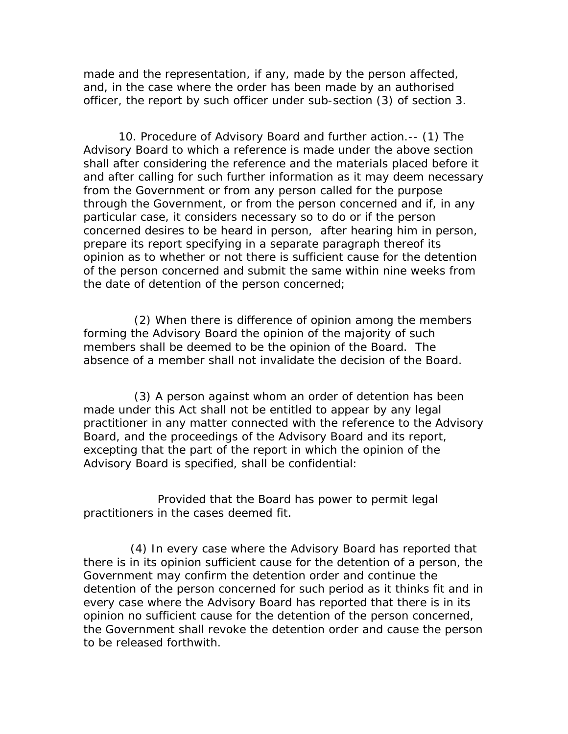made and the representation, if any, made by the person affected, and, in the case where the order has been made by an authorised officer, the report by such officer under sub-section (3) of section 3.

10. Procedure of Advisory Board and further action.-- (1) The Advisory Board to which a reference is made under the above section shall after considering the reference and the materials placed before it and after calling for such further information as it may deem necessary from the Government or from any person called for the purpose through the Government, or from the person concerned and if, in any particular case, it considers necessary so to do or if the person concerned desires to be heard in person, after hearing him in person, prepare its report specifying in a separate paragraph thereof its opinion as to whether or not there is sufficient cause for the detention of the person concerned and submit the same within nine weeks from the date of detention of the person concerned;

(2) When there is difference of opinion among the members forming the Advisory Board the opinion of the majority of such members shall be deemed to be the opinion of the Board. The absence of a member shall not invalidate the decision of the Board.

(3) A person against whom an order of detention has been made under this Act shall not be entitled to appear by any legal practitioner in any matter connected with the reference to the Advisory Board, and the proceedings of the Advisory Board and its report, excepting that the part of the report in which the opinion of the Advisory Board is specified, shall be confidential:

Provided that the Board has power to permit legal practitioners in the cases deemed fit.

(4) In every case where the Advisory Board has reported that there is in its opinion sufficient cause for the detention of a person, the Government may confirm the detention order and continue the detention of the person concerned for such period as it thinks fit and in every case where the Advisory Board has reported that there is in its opinion no sufficient cause for the detention of the person concerned, the Government shall revoke the detention order and cause the person to be released forthwith.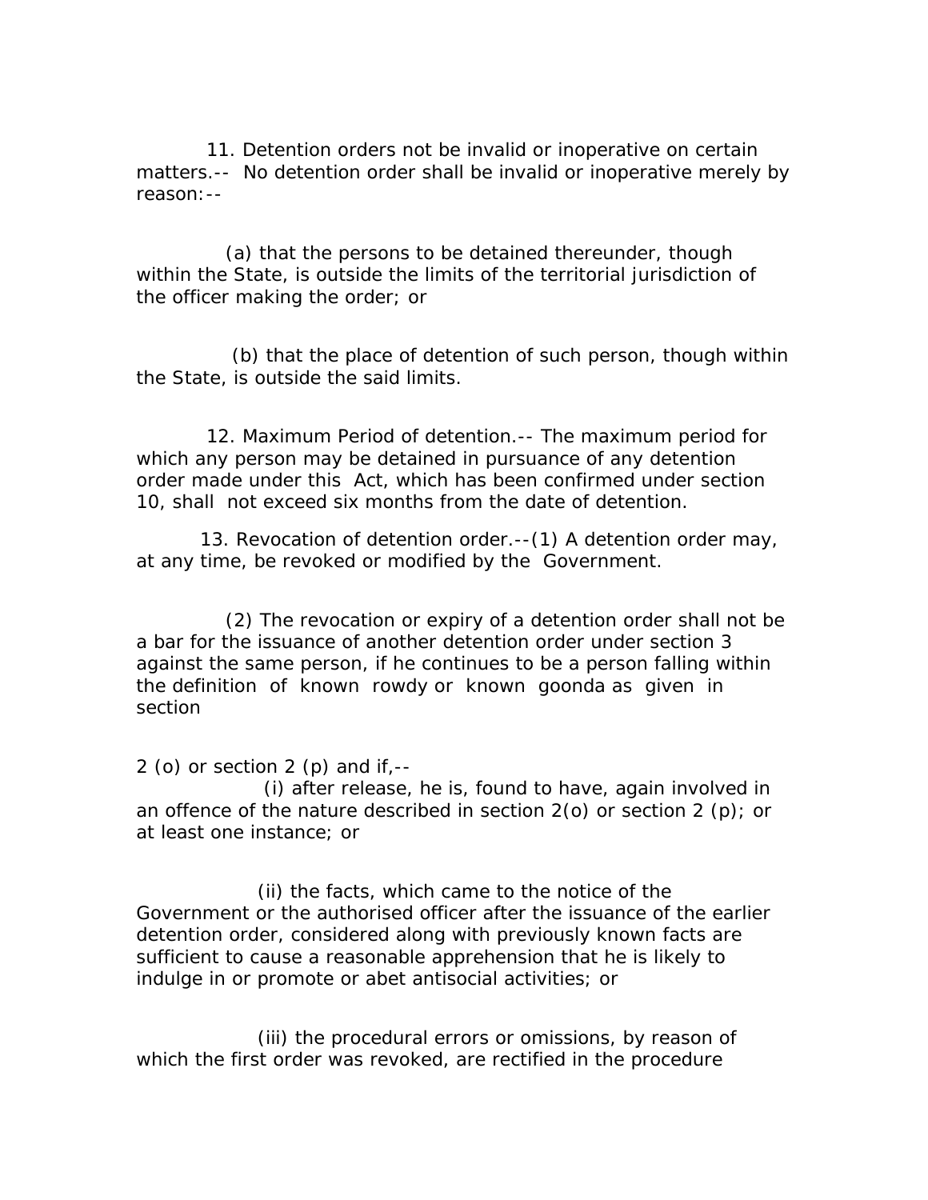11. Detention orders not be invalid or inoperative on certain matters.-- No detention order shall be invalid or inoperative merely by reason:--

(a) that the persons to be detained thereunder, though within the State, is outside the limits of the territorial jurisdiction of the officer making the order; or

(b) that the place of detention of such person, though within the State, is outside the said limits.

12. Maximum Period of detention.-- The maximum period for which any person may be detained in pursuance of any detention order made under this Act, which has been confirmed under section 10, shall not exceed six months from the date of detention.

13. Revocation of detention order.--(1) A detention order may, at any time, be revoked or modified by the Government.

(2) The revocation or expiry of a detention order shall not be a bar for the issuance of another detention order under section 3 against the same person, if he continues to be a person falling within the definition of known rowdy or known goonda as given in section 2 (o) or section 2 (p) and if,--

(i) after release, he is, found to have, again involved in an offence of the nature described in section 2(o) or section 2 (p); or at least one instance; or

(ii) the facts, which came to the notice of the Government or the authorised officer after the issuance of the earlier detention order, considered along with previously known facts are sufficient to cause a reasonable apprehension that he is likely to indulge in or promote or abet antisocial activities; or

(iii) the procedural errors or omissions, by reason of which the first order was revoked, are rectified in the procedure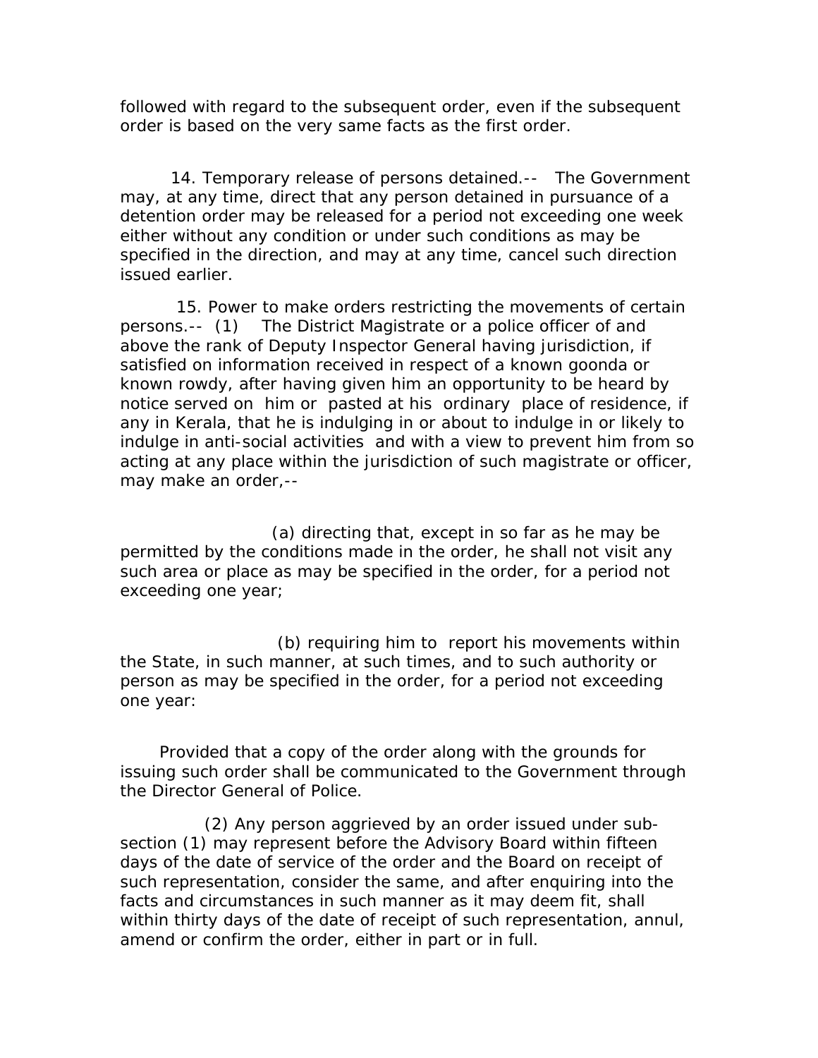followed with regard to the subsequent order, even if the subsequent order is based on the very same facts as the first order.

14. Temporary release of persons detained.-- The Government may, at any time, direct that any person detained in pursuance of a detention order may be released for a period not exceeding one week either without any condition or under such conditions as may be specified in the direction, and may at any time, cancel such direction issued earlier.

15. Power to make orders restricting the movements of certain persons.-- (1) The District Magistrate or a police officer of and above the rank of Deputy Inspector General having jurisdiction, if satisfied on information received in respect of a known goonda or known rowdy, after having given him an opportunity to be heard by notice served on him or pasted at his ordinary place of residence, if any in Kerala, that he is indulging in or about to indulge in or likely to indulge in anti-social activities and with a view to prevent him from so acting at any place within the jurisdiction of such magistrate or officer, may make an order,--

(a) directing that, except in so far as he may be permitted by the conditions made in the order, he shall not visit any such area or place as may be specified in the order, for a period not exceeding one year;

(b) requiring him to report his movements within the State, in such manner, at such times, and to such authority or person as may be specified in the order, for a period not exceeding one year:

Provided that a copy of the order along with the grounds for issuing such order shall be communicated to the Government through the Director General of Police.

(2) Any person aggrieved by an order issued under sub-section (1) may represent before the Advisory Board within fifteen days of the date of service of the order and the Board on receipt of such representation, consider the same, and after enquiring into the facts and circumstances in such manner as it may deem fit, shall within thirty days of the date of receipt of such representation, annul, amend or confirm the order, either in part or in full.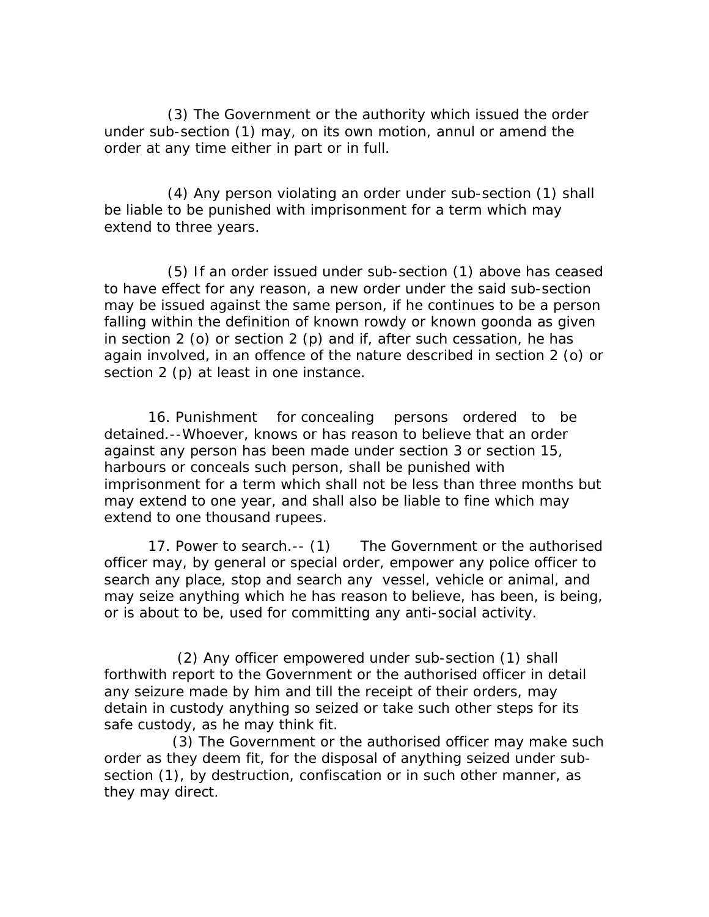(3) The Government or the authority which issued the order under sub-section (1) may, on its own motion, annul or amend the order at any time either in part or in full.

(4) Any person violating an order under sub-section (1) shall be liable to be punished with imprisonment for a term which may extend to three years.

(5) If an order issued under sub-section (1) above has ceased to have effect for any reason, a new order under the said sub-section may be issued against the same person, if he continues to be a person falling within the definition of known rowdy or known goonda as given in section 2 (o) or section 2 (p) and if, after such cessation, he has again involved, in an offence of the nature described in section 2 (o) or section 2 (p) at least in one instance.

16. Punishment for concealing persons ordered to be detained.--Whoever, knows or has reason to believe that an order against any person has been made under section 3 or section 15, harbours or conceals such person, shall be punished with imprisonment for a term which shall not be less than three months but may extend to one year, and shall also be liable to fine which may extend to one thousand rupees.

17. Power to search.-- (1) The Government or the authorised officer may, by general or special order, empower any police officer to search any place, stop and search any vessel, vehicle or animal, and may seize anything which he has reason to believe, has been, is being, or is about to be, used for committing any anti-social activity.

(2) Any officer empowered under sub-section (1) shall forthwith report to the Government or the authorised officer in detail any seizure made by him and till the receipt of their orders, may detain in custody anything so seized or take such other steps for its safe custody, as he may think fit.

(3) The Government or the authorised officer may make such order as they deem fit, for the disposal of anything seized under sub-section (1), by destruction, confiscation or in such other manner, as they may direct.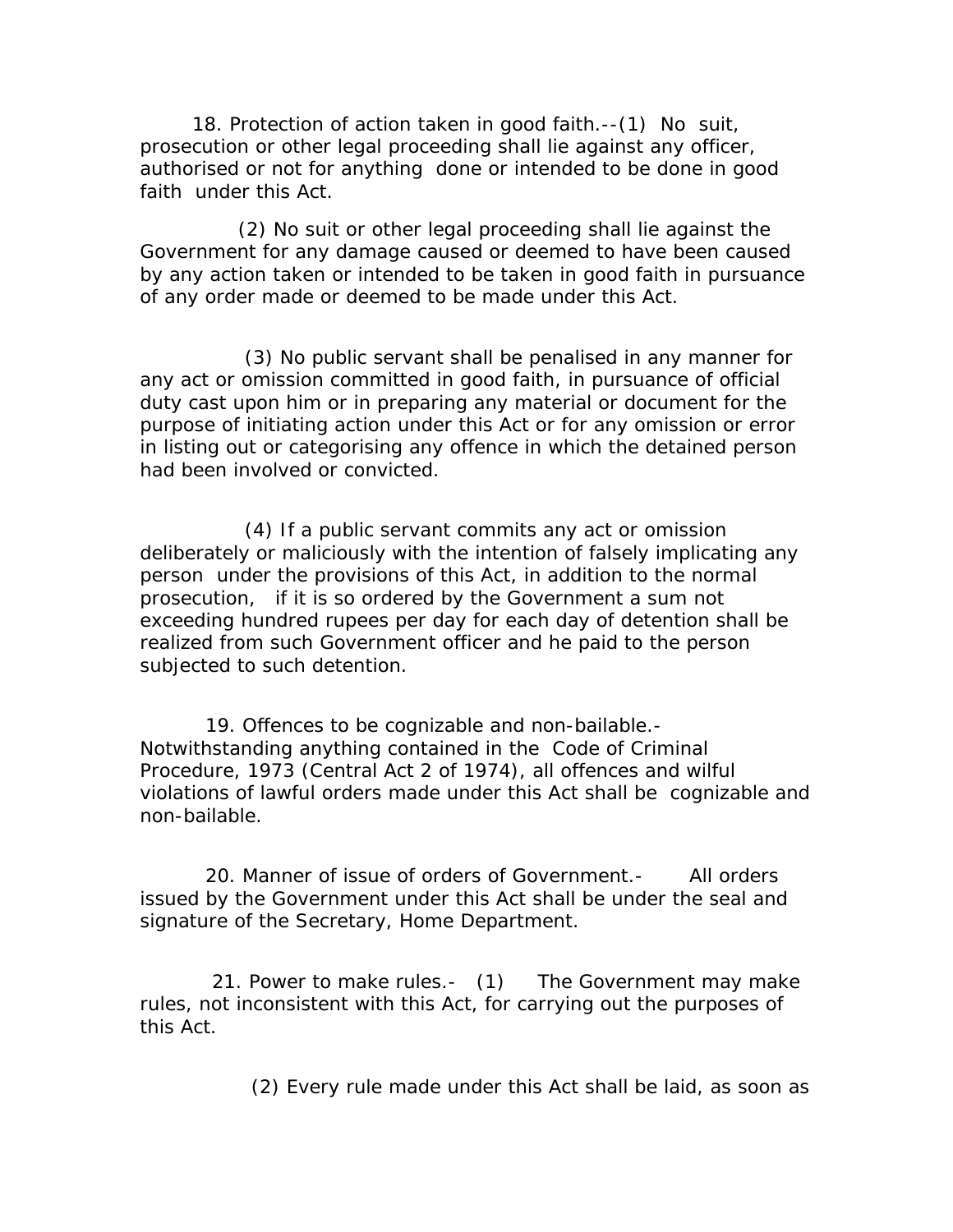18. Protection of action taken in good faith.--(1) No suit, prosecution or other legal proceeding shall lie against any officer, authorised or not for anything done or intended to be done in good faith under this Act.

(2) No suit or other legal proceeding shall lie against the Government for any damage caused or deemed to have been caused by any action taken or intended to be taken in good faith in pursuance of any order made or deemed to be made under this Act.

(3) No public servant shall be penalised in any manner for any act or omission committed in good faith, in pursuance of official duty cast upon him or in preparing any material or document for the purpose of initiating action under this Act or for any omission or error in listing out or categorising any offence in which the detained person had been involved or convicted.

(4) If a public servant commits any act or omission deliberately or maliciously with the intention of falsely implicating any person under the provisions of this Act, in addition to the normal prosecution, if it is so ordered by the Government a sum not exceeding hundred rupees per day for each day of detention shall be realized from such Government officer and he paid to the person subjected to such detention.

19. Offences to be cognizable and non-bailable.- Notwithstanding anything contained in the Code of Criminal Procedure, 1973 (Central Act 2 of 1974), all offences and wilful violations of lawful orders made under this Act shall be cognizable and non-bailable.

20. Manner of issue of orders of Government.- All orders issued by the Government under this Act shall be under the seal and signature of the Secretary, Home Department.

21. Power to make rules.- (1) The Government may make rules, not inconsistent with this Act, for carrying out the purposes of this Act.

(2) Every rule made under this Act shall be laid, as soon as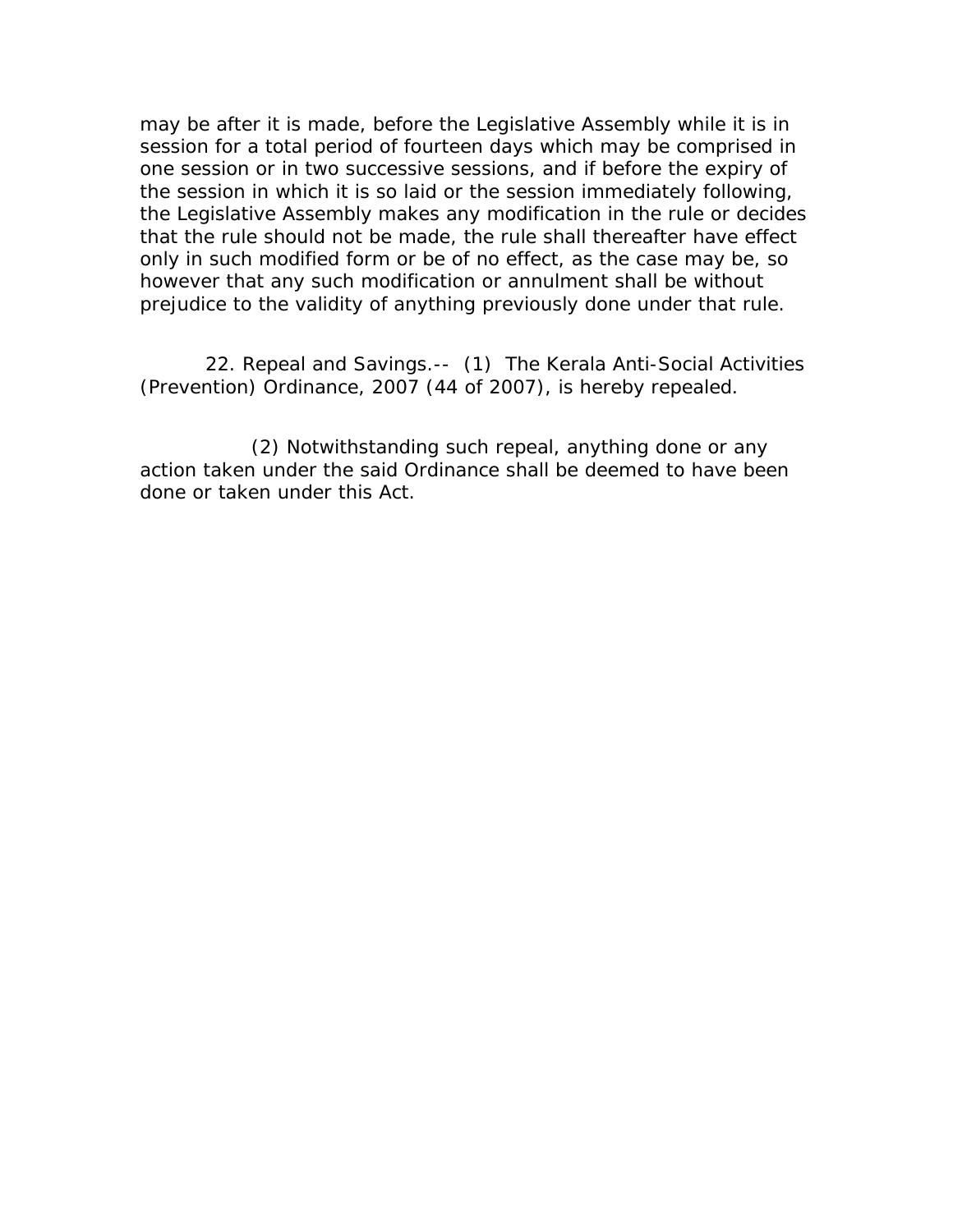may be after it is made, before the Legislative Assembly while it is in session for a total period of fourteen days which may be comprised in one session or in two successive sessions, and if before the expiry of the session in which it is so laid or the session immediately following, the Legislative Assembly makes any modification in the rule or decides that the rule should not be made, the rule shall thereafter have effect only in such modified form or be of no effect, as the case may be, so however that any such modification or annulment shall be without prejudice to the validity of anything previously done under that rule.

22. Repeal and Savings.-- (1) The Kerala Anti-Social Activities (Prevention) Ordinance, 2007 (44 of 2007), is hereby repealed.

(2) Notwithstanding such repeal, anything done or any action taken under the said Ordinance shall be deemed to have been done or taken under this Act.